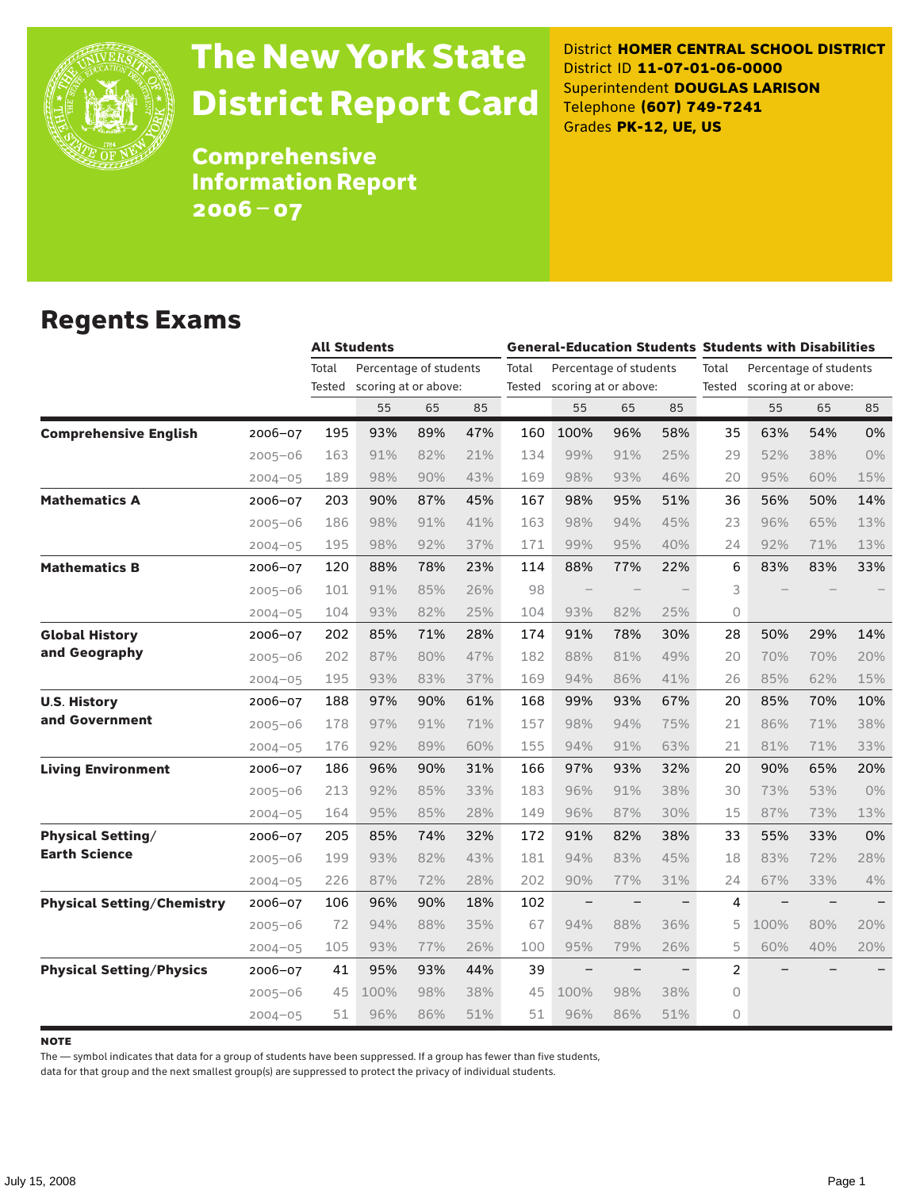# The New York State District Report Card

## Comprehensive Information Report 2006–07

District **HOMER CENTRAL SCHOOL DISTRICT**
District ID **11-07-01-06-0000**
Superintendent **DOUGLAS LARISON**
Telephone **(607) 749-7241**
Grades **PK-12, UE, US**

## Regents Exams

| | | All Students | | | | General-Education Students | | | | Students with Disabilities | | | |
|---|---|---|---|---|---|---|---|---|---|---|---|---|---|
| | | Total Tested | Percentage of students scoring at or above: | | | Total Tested | Percentage of students scoring at or above: | | | Total Tested | Percentage of students scoring at or above: | | |
| | | | 55 | 65 | 85 | | 55 | 65 | 85 | | 55 | 65 | 85 |
| **Comprehensive English** | 2006–07 | 195 | 93% | 89% | 47% | 160 | 100% | 96% | 58% | 35 | 63% | 54% | 0% |
| | 2005–06 | 163 | 91% | 82% | 21% | 134 | 99% | 91% | 25% | 29 | 52% | 38% | 0% |
| | 2004–05 | 189 | 98% | 90% | 43% | 169 | 98% | 93% | 46% | 20 | 95% | 60% | 15% |
| **Mathematics A** | 2006–07 | 203 | 90% | 87% | 45% | 167 | 98% | 95% | 51% | 36 | 56% | 50% | 14% |
| | 2005–06 | 186 | 98% | 91% | 41% | 163 | 98% | 94% | 45% | 23 | 96% | 65% | 13% |
| | 2004–05 | 195 | 98% | 92% | 37% | 171 | 99% | 95% | 40% | 24 | 92% | 71% | 13% |
| **Mathematics B** | 2006–07 | 120 | 88% | 78% | 23% | 114 | 88% | 77% | 22% | 6 | 83% | 83% | 33% |
| | 2005–06 | 101 | 91% | 85% | 26% | 98 | – | – | – | 3 | – | – | – |
| | 2004–05 | 104 | 93% | 82% | 25% | 104 | 93% | 82% | 25% | 0 | | | |
| **Global History and Geography** | 2006–07 | 202 | 85% | 71% | 28% | 174 | 91% | 78% | 30% | 28 | 50% | 29% | 14% |
| | 2005–06 | 202 | 87% | 80% | 47% | 182 | 88% | 81% | 49% | 20 | 70% | 70% | 20% |
| | 2004–05 | 195 | 93% | 83% | 37% | 169 | 94% | 86% | 41% | 26 | 85% | 62% | 15% |
| **U.S. History and Government** | 2006–07 | 188 | 97% | 90% | 61% | 168 | 99% | 93% | 67% | 20 | 85% | 70% | 10% |
| | 2005–06 | 178 | 97% | 91% | 71% | 157 | 98% | 94% | 75% | 21 | 86% | 71% | 38% |
| | 2004–05 | 176 | 92% | 89% | 60% | 155 | 94% | 91% | 63% | 21 | 81% | 71% | 33% |
| **Living Environment** | 2006–07 | 186 | 96% | 90% | 31% | 166 | 97% | 93% | 32% | 20 | 90% | 65% | 20% |
| | 2005–06 | 213 | 92% | 85% | 33% | 183 | 96% | 91% | 38% | 30 | 73% | 53% | 0% |
| | 2004–05 | 164 | 95% | 85% | 28% | 149 | 96% | 87% | 30% | 15 | 87% | 73% | 13% |
| **Physical Setting/ Earth Science** | 2006–07 | 205 | 85% | 74% | 32% | 172 | 91% | 82% | 38% | 33 | 55% | 33% | 0% |
| | 2005–06 | 199 | 93% | 82% | 43% | 181 | 94% | 83% | 45% | 18 | 83% | 72% | 28% |
| | 2004–05 | 226 | 87% | 72% | 28% | 202 | 90% | 77% | 31% | 24 | 67% | 33% | 4% |
| **Physical Setting/Chemistry** | 2006–07 | 106 | 96% | 90% | 18% | 102 | – | – | – | 4 | – | – | – |
| | 2005–06 | 72 | 94% | 88% | 35% | 67 | 94% | 88% | 36% | 5 | 100% | 80% | 20% |
| | 2004–05 | 105 | 93% | 77% | 26% | 100 | 95% | 79% | 26% | 5 | 60% | 40% | 20% |
| **Physical Setting/Physics** | 2006–07 | 41 | 95% | 93% | 44% | 39 | – | – | – | 2 | – | – | – |
| | 2005–06 | 45 | 100% | 98% | 38% | 45 | 100% | 98% | 38% | 0 | | | |
| | 2004–05 | 51 | 96% | 86% | 51% | 51 | 96% | 86% | 51% | 0 | | | |

**NOTE**

The — symbol indicates that data for a group of students have been suppressed. If a group has fewer than five students, data for that group and the next smallest group(s) are suppressed to protect the privacy of individual students.

July 15, 2008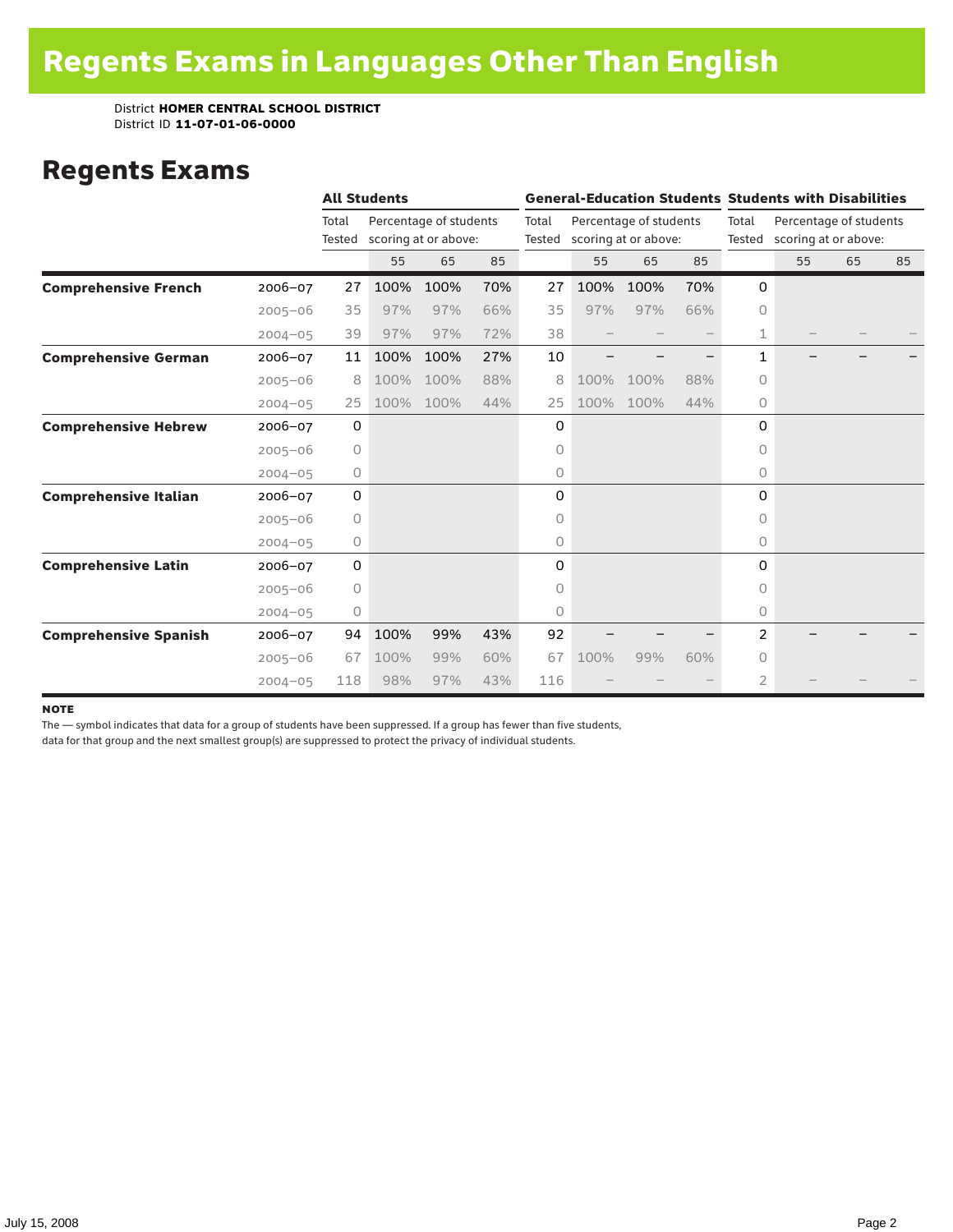# Regents Exams in Languages Other Than English

District **HOMER CENTRAL SCHOOL DISTRICT**
District ID **11-07-01-06-0000**

## Regents Exams

| | | All Students | | | | General-Education Students | | | | Students with Disabilities | | | |
|---|---|---|---|---|---|---|---|---|---|---|---|---|---|
| | | Total Tested | Percentage of students scoring at or above: | | | Total Tested | Percentage of students scoring at or above: | | | Total Tested | Percentage of students scoring at or above: | | |
| | | | 55 | 65 | 85 | | 55 | 65 | 85 | | 55 | 65 | 85 |
| **Comprehensive French** | 2006–07 | 27 | 100% | 100% | 70% | 27 | 100% | 100% | 70% | 0 | | | |
| | 2005–06 | 35 | 97% | 97% | 66% | 35 | 97% | 97% | 66% | 0 | | | |
| | 2004–05 | 39 | 97% | 97% | 72% | 38 | – | – | – | 1 | – | – | – |
| **Comprehensive German** | 2006–07 | 11 | 100% | 100% | 27% | 10 | – | – | – | 1 | – | – | – |
| | 2005–06 | 8 | 100% | 100% | 88% | 8 | 100% | 100% | 88% | 0 | | | |
| | 2004–05 | 25 | 100% | 100% | 44% | 25 | 100% | 100% | 44% | 0 | | | |
| **Comprehensive Hebrew** | 2006–07 | 0 | | | | 0 | | | | 0 | | | |
| | 2005–06 | 0 | | | | 0 | | | | 0 | | | |
| | 2004–05 | 0 | | | | 0 | | | | 0 | | | |
| **Comprehensive Italian** | 2006–07 | 0 | | | | 0 | | | | 0 | | | |
| | 2005–06 | 0 | | | | 0 | | | | 0 | | | |
| | 2004–05 | 0 | | | | 0 | | | | 0 | | | |
| **Comprehensive Latin** | 2006–07 | 0 | | | | 0 | | | | 0 | | | |
| | 2005–06 | 0 | | | | 0 | | | | 0 | | | |
| | 2004–05 | 0 | | | | 0 | | | | 0 | | | |
| **Comprehensive Spanish** | 2006–07 | 94 | 100% | 99% | 43% | 92 | – | – | – | 2 | – | – | – |
| | 2005–06 | 67 | 100% | 99% | 60% | 67 | 100% | 99% | 60% | 0 | | | |
| | 2004–05 | 118 | 98% | 97% | 43% | 116 | – | – | – | 2 | – | – | – |

**NOTE**

The — symbol indicates that data for a group of students have been suppressed. If a group has fewer than five students, data for that group and the next smallest group(s) are suppressed to protect the privacy of individual students.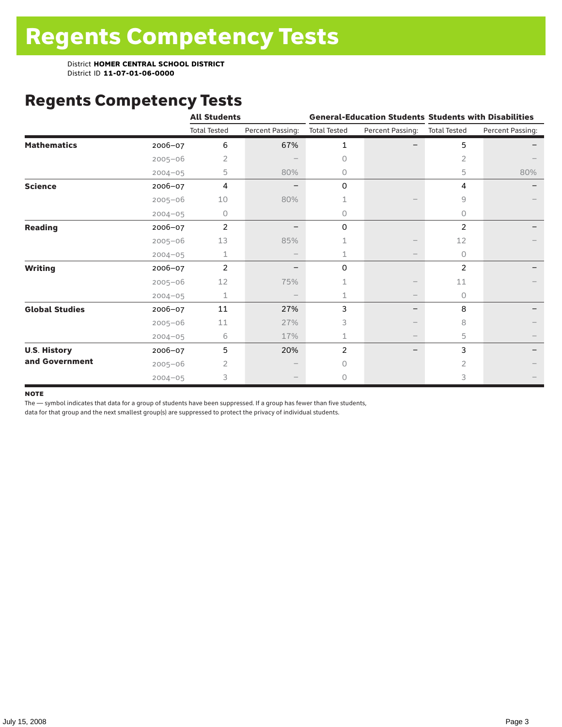# Regents Competency Tests

District **HOMER CENTRAL SCHOOL DISTRICT**
District ID **11-07-01-06-0000**

## Regents Competency Tests

| | | All Students | | General-Education Students | | Students with Disabilities | |
|---|---|---|---|---|---|---|---|
| | | Total Tested | Percent Passing: | Total Tested | Percent Passing: | Total Tested | Percent Passing: |
| **Mathematics** | 2006–07 | 6 | 67% | 1 | – | 5 | – |
| | 2005–06 | 2 | – | 0 | | 2 | – |
| | 2004–05 | 5 | 80% | 0 | | 5 | 80% |
| **Science** | 2006–07 | 4 | – | 0 | | 4 | – |
| | 2005–06 | 10 | 80% | 1 | – | 9 | – |
| | 2004–05 | 0 | | 0 | | 0 | |
| **Reading** | 2006–07 | 2 | – | 0 | | 2 | – |
| | 2005–06 | 13 | 85% | 1 | – | 12 | – |
| | 2004–05 | 1 | – | 1 | – | 0 | |
| **Writing** | 2006–07 | 2 | – | 0 | | 2 | – |
| | 2005–06 | 12 | 75% | 1 | – | 11 | – |
| | 2004–05 | 1 | – | 1 | – | 0 | |
| **Global Studies** | 2006–07 | 11 | 27% | 3 | – | 8 | – |
| | 2005–06 | 11 | 27% | 3 | – | 8 | – |
| | 2004–05 | 6 | 17% | 1 | – | 5 | – |
| **U.S. History and Government** | 2006–07 | 5 | 20% | 2 | – | 3 | – |
| | 2005–06 | 2 | – | 0 | | 2 | – |
| | 2004–05 | 3 | – | 0 | | 3 | – |

**NOTE**

The — symbol indicates that data for a group of students have been suppressed. If a group has fewer than five students, data for that group and the next smallest group(s) are suppressed to protect the privacy of individual students.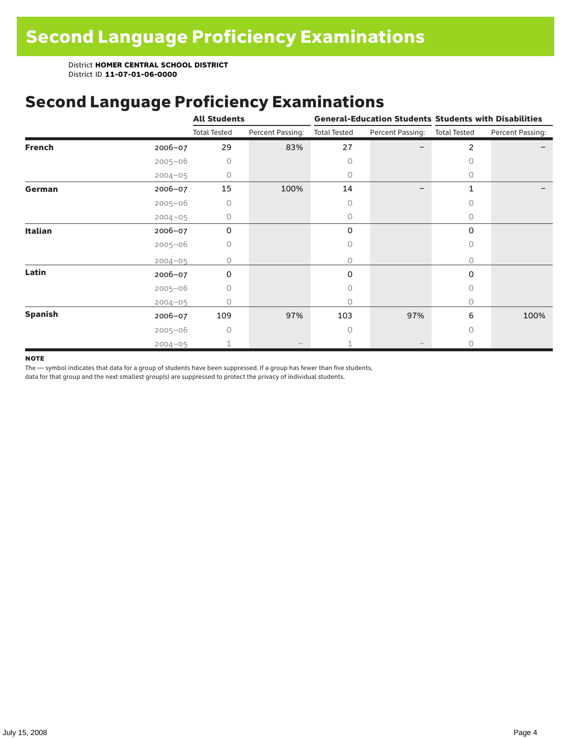# Second Language Proficiency Examinations

District **HOMER CENTRAL SCHOOL DISTRICT**
District ID **11-07-01-06-0000**

## Second Language Proficiency Examinations

| | | All Students | | General-Education Students | | Students with Disabilities | |
|---|---|---|---|---|---|---|---|
| | | Total Tested | Percent Passing: | Total Tested | Percent Passing: | Total Tested | Percent Passing: |
| **French** | 2006–07 | 29 | 83% | 27 | – | 2 | – |
| | 2005–06 | 0 | | 0 | | 0 | |
| | 2004–05 | 0 | | 0 | | 0 | |
| **German** | 2006–07 | 15 | 100% | 14 | – | 1 | – |
| | 2005–06 | 0 | | 0 | | 0 | |
| | 2004–05 | 0 | | 0 | | 0 | |
| **Italian** | 2006–07 | 0 | | 0 | | 0 | |
| | 2005–06 | 0 | | 0 | | 0 | |
| | 2004–05 | 0 | | 0 | | 0 | |
| **Latin** | 2006–07 | 0 | | 0 | | 0 | |
| | 2005–06 | 0 | | 0 | | 0 | |
| | 2004–05 | 0 | | 0 | | 0 | |
| **Spanish** | 2006–07 | 109 | 97% | 103 | 97% | 6 | 100% |
| | 2005–06 | 0 | | 0 | | 0 | |
| | 2004–05 | 1 | – | 1 | – | 0 | |

**NOTE**

The — symbol indicates that data for a group of students have been suppressed. If a group has fewer than five students, data for that group and the next smallest group(s) are suppressed to protect the privacy of individual students.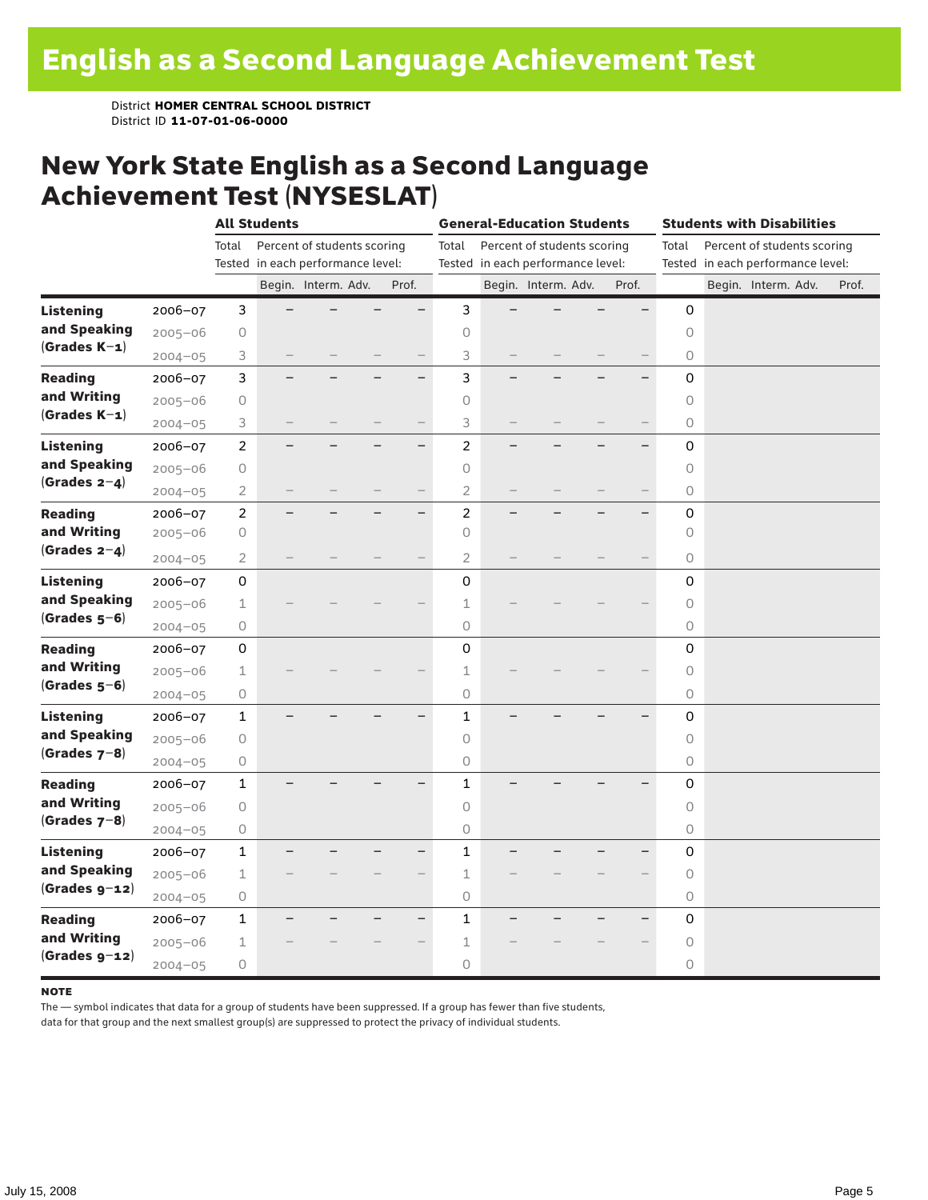# English as a Second Language Achievement Test

District **HOMER CENTRAL SCHOOL DISTRICT**
District ID **11-07-01-06-0000**

## New York State English as a Second Language Achievement Test (NYSESLAT)

| | | All Students | | | | | General-Education Students | | | | | Students with Disabilities | | | | |
|---|---|---|---|---|---|---|---|---|---|---|---|---|---|---|---|---|
| | | Total Tested | Percent of students scoring in each performance level: | | | | Total Tested | Percent of students scoring in each performance level: | | | | Total Tested | Percent of students scoring in each performance level: | | | |
| | | | Begin. | Interm. | Adv. | Prof. | | Begin. | Interm. | Adv. | Prof. | | Begin. | Interm. | Adv. | Prof. |
| **Listening and Speaking (Grades K–1)** | 2006–07 | 3 | – | – | – | – | 3 | – | – | – | – | 0 | | | | |
| | 2005–06 | 0 | | | | | 0 | | | | | 0 | | | | |
| | 2004–05 | 3 | – | – | – | – | 3 | – | – | – | – | 0 | | | | |
| **Reading and Writing (Grades K–1)** | 2006–07 | 3 | – | – | – | – | 3 | – | – | – | – | 0 | | | | |
| | 2005–06 | 0 | | | | | 0 | | | | | 0 | | | | |
| | 2004–05 | 3 | – | – | – | – | 3 | – | – | – | – | 0 | | | | |
| **Listening and Speaking (Grades 2–4)** | 2006–07 | 2 | – | – | – | – | 2 | – | – | – | – | 0 | | | | |
| | 2005–06 | 0 | | | | | 0 | | | | | 0 | | | | |
| | 2004–05 | 2 | – | – | – | – | 2 | – | – | – | – | 0 | | | | |
| **Reading and Writing (Grades 2–4)** | 2006–07 | 2 | – | – | – | – | 2 | – | – | – | – | 0 | | | | |
| | 2005–06 | 0 | | | | | 0 | | | | | 0 | | | | |
| | 2004–05 | 2 | – | – | – | – | 2 | – | – | – | – | 0 | | | | |
| **Listening and Speaking (Grades 5–6)** | 2006–07 | 0 | | | | | 0 | | | | | 0 | | | | |
| | 2005–06 | 1 | – | – | – | – | 1 | – | – | – | – | 0 | | | | |
| | 2004–05 | 0 | | | | | 0 | | | | | 0 | | | | |
| **Reading and Writing (Grades 5–6)** | 2006–07 | 0 | | | | | 0 | | | | | 0 | | | | |
| | 2005–06 | 1 | – | – | – | – | 1 | – | – | – | – | 0 | | | | |
| | 2004–05 | 0 | | | | | 0 | | | | | 0 | | | | |
| **Listening and Speaking (Grades 7–8)** | 2006–07 | 1 | – | – | – | – | 1 | – | – | – | – | 0 | | | | |
| | 2005–06 | 0 | | | | | 0 | | | | | 0 | | | | |
| | 2004–05 | 0 | | | | | 0 | | | | | 0 | | | | |
| **Reading and Writing (Grades 7–8)** | 2006–07 | 1 | – | – | – | – | 1 | – | – | – | – | 0 | | | | |
| | 2005–06 | 0 | | | | | 0 | | | | | 0 | | | | |
| | 2004–05 | 0 | | | | | 0 | | | | | 0 | | | | |
| **Listening and Speaking (Grades 9–12)** | 2006–07 | 1 | – | – | – | – | 1 | – | – | – | – | 0 | | | | |
| | 2005–06 | 1 | – | – | – | – | 1 | – | – | – | – | 0 | | | | |
| | 2004–05 | 0 | | | | | 0 | | | | | 0 | | | | |
| **Reading and Writing (Grades 9–12)** | 2006–07 | 1 | – | – | – | – | 1 | – | – | – | – | 0 | | | | |
| | 2005–06 | 1 | – | – | – | – | 1 | – | – | – | – | 0 | | | | |
| | 2004–05 | 0 | | | | | 0 | | | | | 0 | | | | |

**NOTE**

The — symbol indicates that data for a group of students have been suppressed. If a group has fewer than five students, data for that group and the next smallest group(s) are suppressed to protect the privacy of individual students.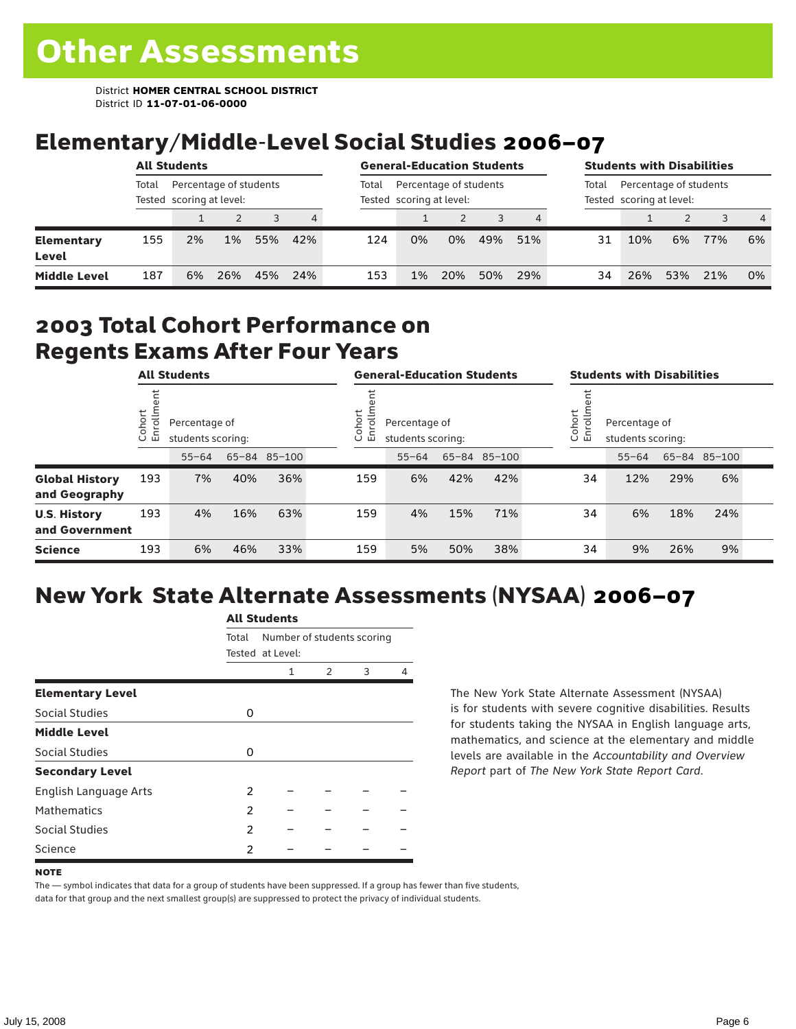# Other Assessments

District **HOMER CENTRAL SCHOOL DISTRICT**
District ID **11-07-01-06-0000**

## Elementary/Middle-Level Social Studies 2006–07

| | All Students | | | | | General-Education Students | | | | | Students with Disabilities | | | | |
|---|---|---|---|---|---|---|---|---|---|---|---|---|---|---|---|
| | Total Tested | Percentage of students scoring at level: | | | | Total Tested | Percentage of students scoring at level: | | | | Total Tested | Percentage of students scoring at level: | | | |
| | | 1 | 2 | 3 | 4 | | 1 | 2 | 3 | 4 | | 1 | 2 | 3 | 4 |
| **Elementary Level** | 155 | 2% | 1% | 55% | 42% | 124 | 0% | 0% | 49% | 51% | 31 | 10% | 6% | 77% | 6% |
| **Middle Level** | 187 | 6% | 26% | 45% | 24% | 153 | 1% | 20% | 50% | 29% | 34 | 26% | 53% | 21% | 0% |

## 2003 Total Cohort Performance on Regents Exams After Four Years

| | All Students | | | | General-Education Students | | | | Students with Disabilities | | | |
|---|---|---|---|---|---|---|---|---|---|---|---|---|
| | Cohort Enrollment | Percentage of students scoring: | | | Cohort Enrollment | Percentage of students scoring: | | | Cohort Enrollment | Percentage of students scoring: | | |
| | | 55–64 | 65–84 | 85–100 | | 55–64 | 65–84 | 85–100 | | 55–64 | 65–84 | 85–100 |
| **Global History and Geography** | 193 | 7% | 40% | 36% | 159 | 6% | 42% | 42% | 34 | 12% | 29% | 6% |
| **U.S. History and Government** | 193 | 4% | 16% | 63% | 159 | 4% | 15% | 71% | 34 | 6% | 18% | 24% |
| **Science** | 193 | 6% | 46% | 33% | 159 | 5% | 50% | 38% | 34 | 9% | 26% | 9% |

## New York State Alternate Assessments (NYSAA) 2006–07

| | All Students | | | | |
|---|---|---|---|---|---|
| | Total Tested | Number of students scoring at Level: | | | |
| | | 1 | 2 | 3 | 4 |
| **Elementary Level** | | | | | |
| Social Studies | 0 | | | | |
| **Middle Level** | | | | | |
| Social Studies | 0 | | | | |
| **Secondary Level** | | | | | |
| English Language Arts | 2 | – | – | – | – |
| Mathematics | 2 | – | – | – | – |
| Social Studies | 2 | – | – | – | – |
| Science | 2 | – | – | – | – |

The New York State Alternate Assessment (NYSAA) is for students with severe cognitive disabilities. Results for students taking the NYSAA in English language arts, mathematics, and science at the elementary and middle levels are available in the *Accountability and Overview Report* part of *The New York State Report Card*.

**NOTE**

The — symbol indicates that data for a group of students have been suppressed. If a group has fewer than five students, data for that group and the next smallest group(s) are suppressed to protect the privacy of individual students.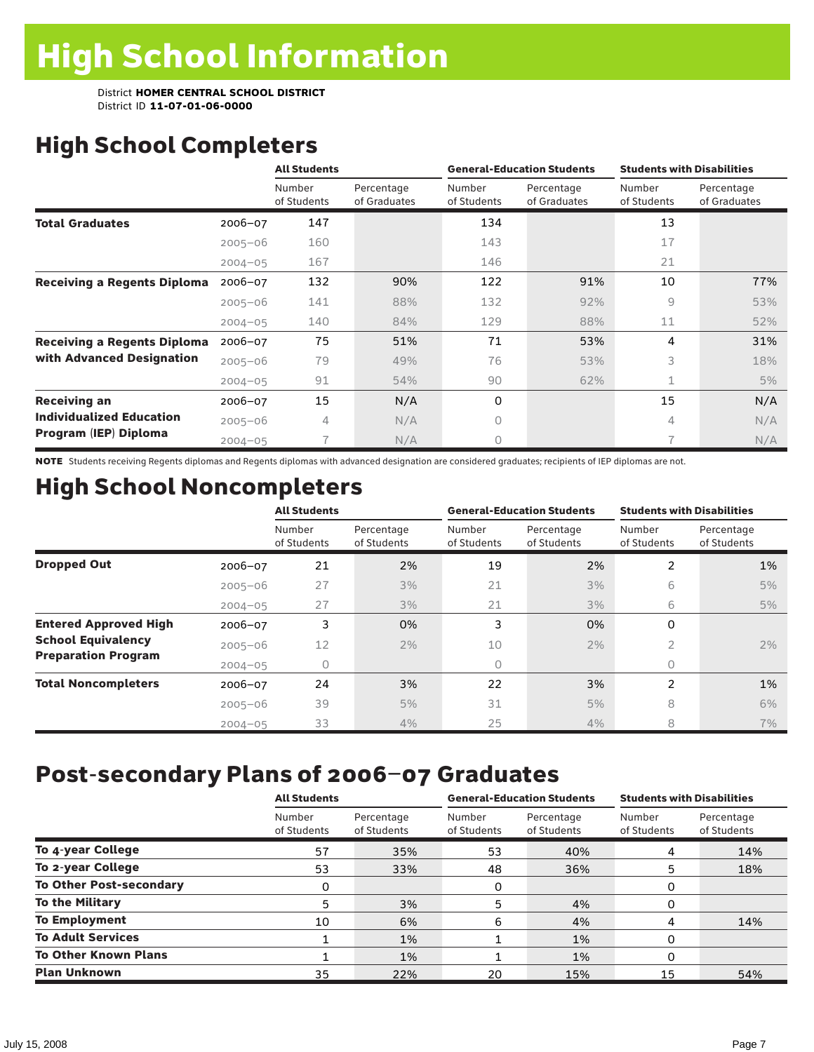# High School Information

District **HOMER CENTRAL SCHOOL DISTRICT**
District ID **11-07-01-06-0000**

## High School Completers

| | | All Students | | General-Education Students | | Students with Disabilities | |
|---|---|---|---|---|---|---|---|
| | | Number of Students | Percentage of Graduates | Number of Students | Percentage of Graduates | Number of Students | Percentage of Graduates |
| **Total Graduates** | 2006–07 | 147 | | 134 | | 13 | |
| | 2005–06 | 160 | | 143 | | 17 | |
| | 2004–05 | 167 | | 146 | | 21 | |
| **Receiving a Regents Diploma** | 2006–07 | 132 | 90% | 122 | 91% | 10 | 77% |
| | 2005–06 | 141 | 88% | 132 | 92% | 9 | 53% |
| | 2004–05 | 140 | 84% | 129 | 88% | 11 | 52% |
| **Receiving a Regents Diploma with Advanced Designation** | 2006–07 | 75 | 51% | 71 | 53% | 4 | 31% |
| | 2005–06 | 79 | 49% | 76 | 53% | 3 | 18% |
| | 2004–05 | 91 | 54% | 90 | 62% | 1 | 5% |
| **Receiving an Individualized Education Program (IEP) Diploma** | 2006–07 | 15 | N/A | 0 | | 15 | N/A |
| | 2005–06 | 4 | N/A | 0 | | 4 | N/A |
| | 2004–05 | 7 | N/A | 0 | | 7 | N/A |

**NOTE** Students receiving Regents diplomas and Regents diplomas with advanced designation are considered graduates; recipients of IEP diplomas are not.

## High School Noncompleters

| | | All Students | | General-Education Students | | Students with Disabilities | |
|---|---|---|---|---|---|---|---|
| | | Number of Students | Percentage of Students | Number of Students | Percentage of Students | Number of Students | Percentage of Students |
| **Dropped Out** | 2006–07 | 21 | 2% | 19 | 2% | 2 | 1% |
| | 2005–06 | 27 | 3% | 21 | 3% | 6 | 5% |
| | 2004–05 | 27 | 3% | 21 | 3% | 6 | 5% |
| **Entered Approved High School Equivalency Preparation Program** | 2006–07 | 3 | 0% | 3 | 0% | 0 | |
| | 2005–06 | 12 | 2% | 10 | 2% | 2 | 2% |
| | 2004–05 | 0 | | 0 | | 0 | |
| **Total Noncompleters** | 2006–07 | 24 | 3% | 22 | 3% | 2 | 1% |
| | 2005–06 | 39 | 5% | 31 | 5% | 8 | 6% |
| | 2004–05 | 33 | 4% | 25 | 4% | 8 | 7% |

## Post-secondary Plans of 2006–07 Graduates

| | All Students | | General-Education Students | | Students with Disabilities | |
|---|---|---|---|---|---|---|
| | Number of Students | Percentage of Students | Number of Students | Percentage of Students | Number of Students | Percentage of Students |
| **To 4-year College** | 57 | 35% | 53 | 40% | 4 | 14% |
| **To 2-year College** | 53 | 33% | 48 | 36% | 5 | 18% |
| **To Other Post-secondary** | 0 | | 0 | | 0 | |
| **To the Military** | 5 | 3% | 5 | 4% | 0 | |
| **To Employment** | 10 | 6% | 6 | 4% | 4 | 14% |
| **To Adult Services** | 1 | 1% | 1 | 1% | 0 | |
| **To Other Known Plans** | 1 | 1% | 1 | 1% | 0 | |
| **Plan Unknown** | 35 | 22% | 20 | 15% | 15 | 54% |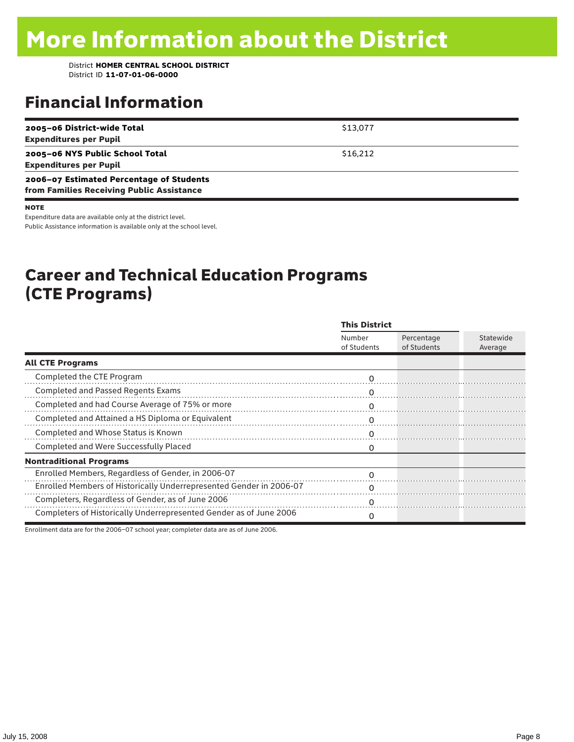# More Information about the District

District **HOMER CENTRAL SCHOOL DISTRICT**
District ID **11-07-01-06-0000**

## Financial Information

| | |
|---|---|
| **2005–06 District-wide Total Expenditures per Pupil** | $13,077 |
| **2005–06 NYS Public School Total Expenditures per Pupil** | $16,212 |
| **2006–07 Estimated Percentage of Students from Families Receiving Public Assistance** | |

**NOTE**
Expenditure data are available only at the district level.
Public Assistance information is available only at the school level.

## Career and Technical Education Programs (CTE Programs)

| | This District | | |
|---|---|---|---|
| | Number of Students | Percentage of Students | Statewide Average |
| **All CTE Programs** | | | |
| Completed the CTE Program | 0 | | |
| Completed and Passed Regents Exams | 0 | | |
| Completed and had Course Average of 75% or more | 0 | | |
| Completed and Attained a HS Diploma or Equivalent | 0 | | |
| Completed and Whose Status is Known | 0 | | |
| Completed and Were Successfully Placed | 0 | | |
| **Nontraditional Programs** | | | |
| Enrolled Members, Regardless of Gender, in 2006-07 | 0 | | |
| Enrolled Members of Historically Underrepresented Gender in 2006-07 | 0 | | |
| Completers, Regardless of Gender, as of June 2006 | 0 | | |
| Completers of Historically Underrepresented Gender as of June 2006 | 0 | | |

Enrollment data are for the 2006–07 school year; completer data are as of June 2006.